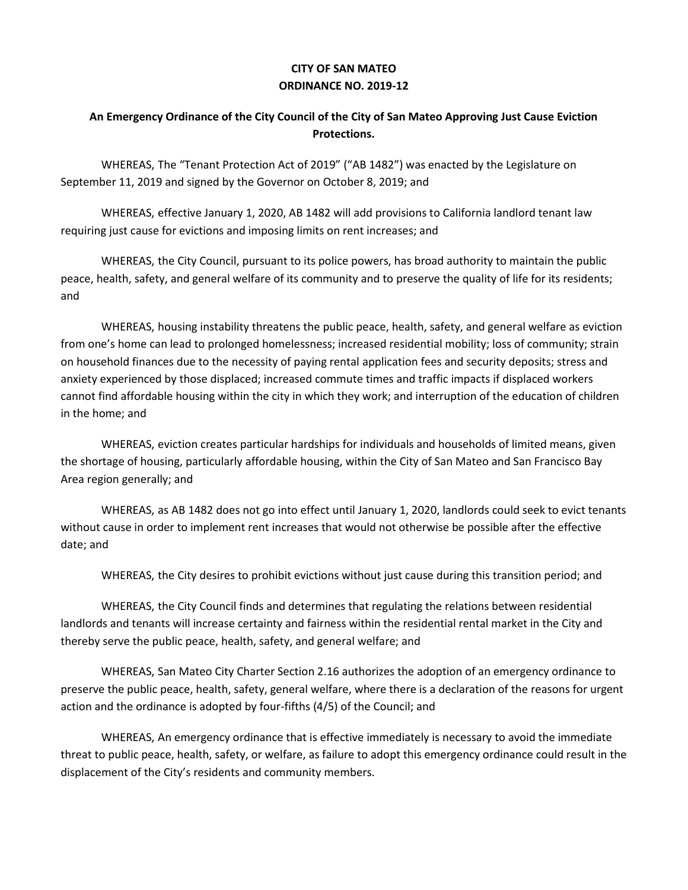**CITY OF SAN MATEO**
**ORDINANCE NO. 2019-12**

**An Emergency Ordinance of the City Council of the City of San Mateo Approving Just Cause Eviction Protections.**

WHEREAS, The "Tenant Protection Act of 2019" ("AB 1482") was enacted by the Legislature on September 11, 2019 and signed by the Governor on October 8, 2019; and

WHEREAS, effective January 1, 2020, AB 1482 will add provisions to California landlord tenant law requiring just cause for evictions and imposing limits on rent increases; and

WHEREAS, the City Council, pursuant to its police powers, has broad authority to maintain the public peace, health, safety, and general welfare of its community and to preserve the quality of life for its residents; and

WHEREAS, housing instability threatens the public peace, health, safety, and general welfare as eviction from one's home can lead to prolonged homelessness; increased residential mobility; loss of community; strain on household finances due to the necessity of paying rental application fees and security deposits; stress and anxiety experienced by those displaced; increased commute times and traffic impacts if displaced workers cannot find affordable housing within the city in which they work; and interruption of the education of children in the home; and

WHEREAS, eviction creates particular hardships for individuals and households of limited means, given the shortage of housing, particularly affordable housing, within the City of San Mateo and San Francisco Bay Area region generally; and

WHEREAS, as AB 1482 does not go into effect until January 1, 2020, landlords could seek to evict tenants without cause in order to implement rent increases that would not otherwise be possible after the effective date; and

WHEREAS, the City desires to prohibit evictions without just cause during this transition period; and

WHEREAS, the City Council finds and determines that regulating the relations between residential landlords and tenants will increase certainty and fairness within the residential rental market in the City and thereby serve the public peace, health, safety, and general welfare; and

WHEREAS, San Mateo City Charter Section 2.16 authorizes the adoption of an emergency ordinance to preserve the public peace, health, safety, general welfare, where there is a declaration of the reasons for urgent action and the ordinance is adopted by four-fifths (4/5) of the Council; and

WHEREAS, An emergency ordinance that is effective immediately is necessary to avoid the immediate threat to public peace, health, safety, or welfare, as failure to adopt this emergency ordinance could result in the displacement of the City's residents and community members.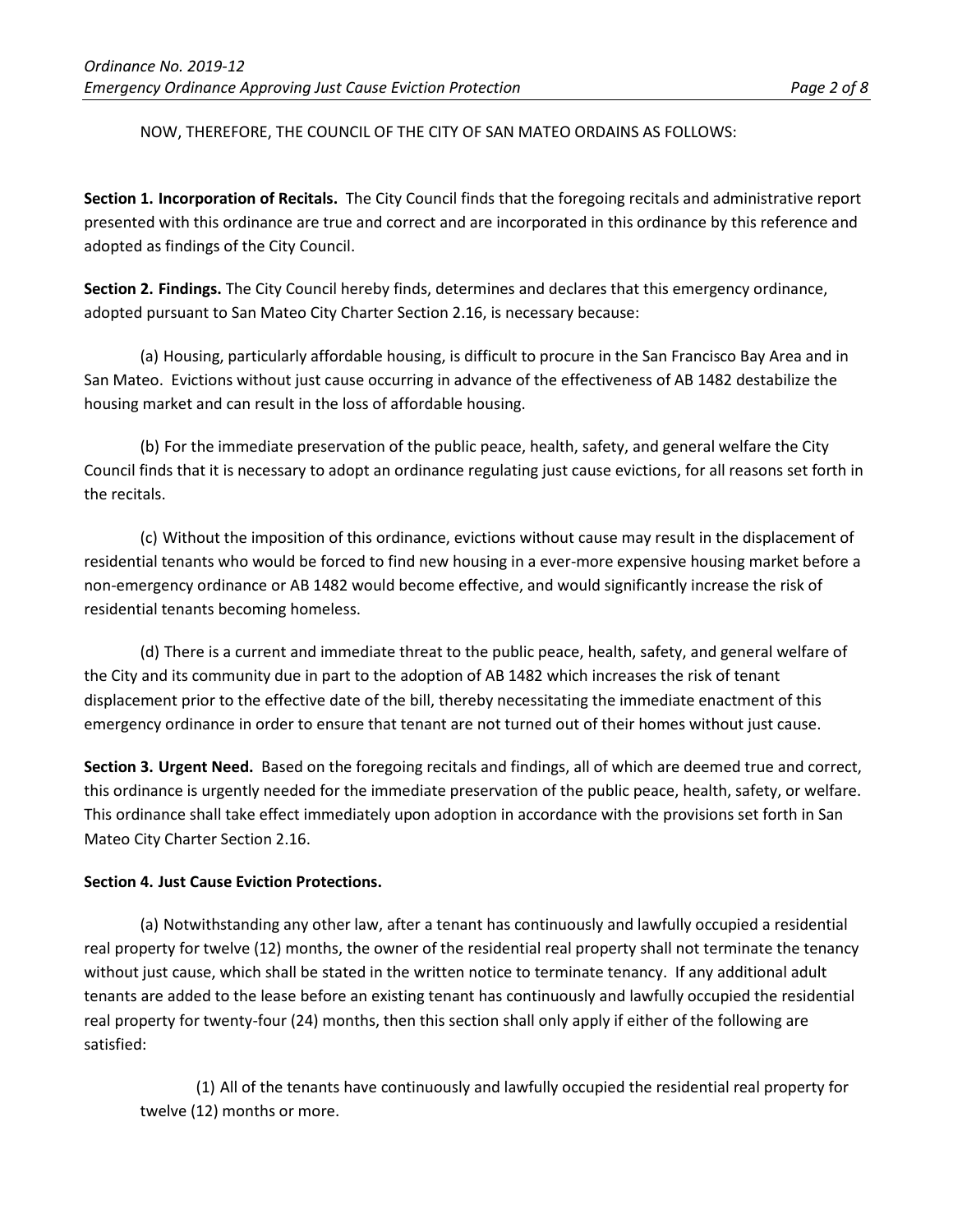NOW, THEREFORE, THE COUNCIL OF THE CITY OF SAN MATEO ORDAINS AS FOLLOWS:

**Section 1. Incorporation of Recitals.** The City Council finds that the foregoing recitals and administrative report presented with this ordinance are true and correct and are incorporated in this ordinance by this reference and adopted as findings of the City Council.

**Section 2. Findings.** The City Council hereby finds, determines and declares that this emergency ordinance, adopted pursuant to San Mateo City Charter Section 2.16, is necessary because:

(a) Housing, particularly affordable housing, is difficult to procure in the San Francisco Bay Area and in San Mateo. Evictions without just cause occurring in advance of the effectiveness of AB 1482 destabilize the housing market and can result in the loss of affordable housing.

(b) For the immediate preservation of the public peace, health, safety, and general welfare the City Council finds that it is necessary to adopt an ordinance regulating just cause evictions, for all reasons set forth in the recitals.

(c) Without the imposition of this ordinance, evictions without cause may result in the displacement of residential tenants who would be forced to find new housing in a ever-more expensive housing market before a non-emergency ordinance or AB 1482 would become effective, and would significantly increase the risk of residential tenants becoming homeless.

(d) There is a current and immediate threat to the public peace, health, safety, and general welfare of the City and its community due in part to the adoption of AB 1482 which increases the risk of tenant displacement prior to the effective date of the bill, thereby necessitating the immediate enactment of this emergency ordinance in order to ensure that tenant are not turned out of their homes without just cause.

**Section 3. Urgent Need.** Based on the foregoing recitals and findings, all of which are deemed true and correct, this ordinance is urgently needed for the immediate preservation of the public peace, health, safety, or welfare. This ordinance shall take effect immediately upon adoption in accordance with the provisions set forth in San Mateo City Charter Section 2.16.

**Section 4. Just Cause Eviction Protections.**

(a) Notwithstanding any other law, after a tenant has continuously and lawfully occupied a residential real property for twelve (12) months, the owner of the residential real property shall not terminate the tenancy without just cause, which shall be stated in the written notice to terminate tenancy. If any additional adult tenants are added to the lease before an existing tenant has continuously and lawfully occupied the residential real property for twenty-four (24) months, then this section shall only apply if either of the following are satisfied:

(1) All of the tenants have continuously and lawfully occupied the residential real property for twelve (12) months or more.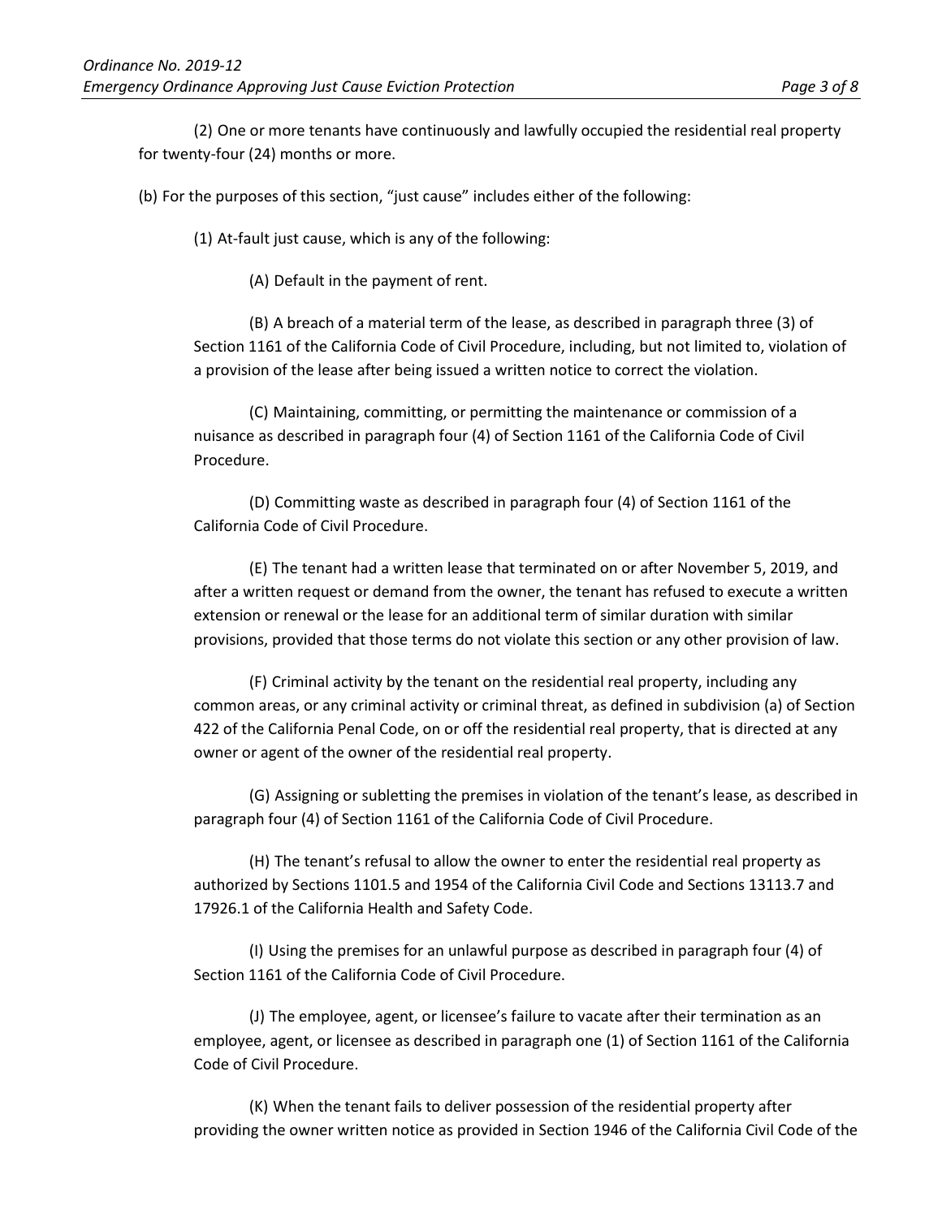(2) One or more tenants have continuously and lawfully occupied the residential real property for twenty-four (24) months or more.

(b) For the purposes of this section, "just cause" includes either of the following:

(1) At-fault just cause, which is any of the following:

(A) Default in the payment of rent.

(B) A breach of a material term of the lease, as described in paragraph three (3) of Section 1161 of the California Code of Civil Procedure, including, but not limited to, violation of a provision of the lease after being issued a written notice to correct the violation.

(C) Maintaining, committing, or permitting the maintenance or commission of a nuisance as described in paragraph four (4) of Section 1161 of the California Code of Civil Procedure.

(D) Committing waste as described in paragraph four (4) of Section 1161 of the California Code of Civil Procedure.

(E) The tenant had a written lease that terminated on or after November 5, 2019, and after a written request or demand from the owner, the tenant has refused to execute a written extension or renewal or the lease for an additional term of similar duration with similar provisions, provided that those terms do not violate this section or any other provision of law.

(F) Criminal activity by the tenant on the residential real property, including any common areas, or any criminal activity or criminal threat, as defined in subdivision (a) of Section 422 of the California Penal Code, on or off the residential real property, that is directed at any owner or agent of the owner of the residential real property.

(G) Assigning or subletting the premises in violation of the tenant's lease, as described in paragraph four (4) of Section 1161 of the California Code of Civil Procedure.

(H) The tenant's refusal to allow the owner to enter the residential real property as authorized by Sections 1101.5 and 1954 of the California Civil Code and Sections 13113.7 and 17926.1 of the California Health and Safety Code.

(I) Using the premises for an unlawful purpose as described in paragraph four (4) of Section 1161 of the California Code of Civil Procedure.

(J) The employee, agent, or licensee's failure to vacate after their termination as an employee, agent, or licensee as described in paragraph one (1) of Section 1161 of the California Code of Civil Procedure.

(K) When the tenant fails to deliver possession of the residential property after providing the owner written notice as provided in Section 1946 of the California Civil Code of the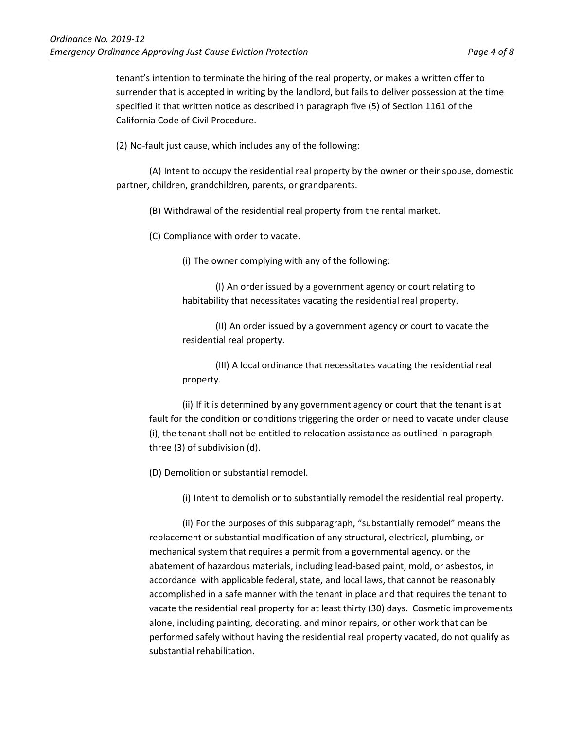tenant's intention to terminate the hiring of the real property, or makes a written offer to surrender that is accepted in writing by the landlord, but fails to deliver possession at the time specified it that written notice as described in paragraph five (5) of Section 1161 of the California Code of Civil Procedure.

(2) No-fault just cause, which includes any of the following:

(A) Intent to occupy the residential real property by the owner or their spouse, domestic partner, children, grandchildren, parents, or grandparents.

(B) Withdrawal of the residential real property from the rental market.

(C) Compliance with order to vacate.

(i) The owner complying with any of the following:

(I) An order issued by a government agency or court relating to habitability that necessitates vacating the residential real property.

(II) An order issued by a government agency or court to vacate the residential real property.

(III) A local ordinance that necessitates vacating the residential real property.

(ii) If it is determined by any government agency or court that the tenant is at fault for the condition or conditions triggering the order or need to vacate under clause (i), the tenant shall not be entitled to relocation assistance as outlined in paragraph three (3) of subdivision (d).

(D) Demolition or substantial remodel.

(i) Intent to demolish or to substantially remodel the residential real property.

(ii) For the purposes of this subparagraph, "substantially remodel" means the replacement or substantial modification of any structural, electrical, plumbing, or mechanical system that requires a permit from a governmental agency, or the abatement of hazardous materials, including lead-based paint, mold, or asbestos, in accordance with applicable federal, state, and local laws, that cannot be reasonably accomplished in a safe manner with the tenant in place and that requires the tenant to vacate the residential real property for at least thirty (30) days. Cosmetic improvements alone, including painting, decorating, and minor repairs, or other work that can be performed safely without having the residential real property vacated, do not qualify as substantial rehabilitation.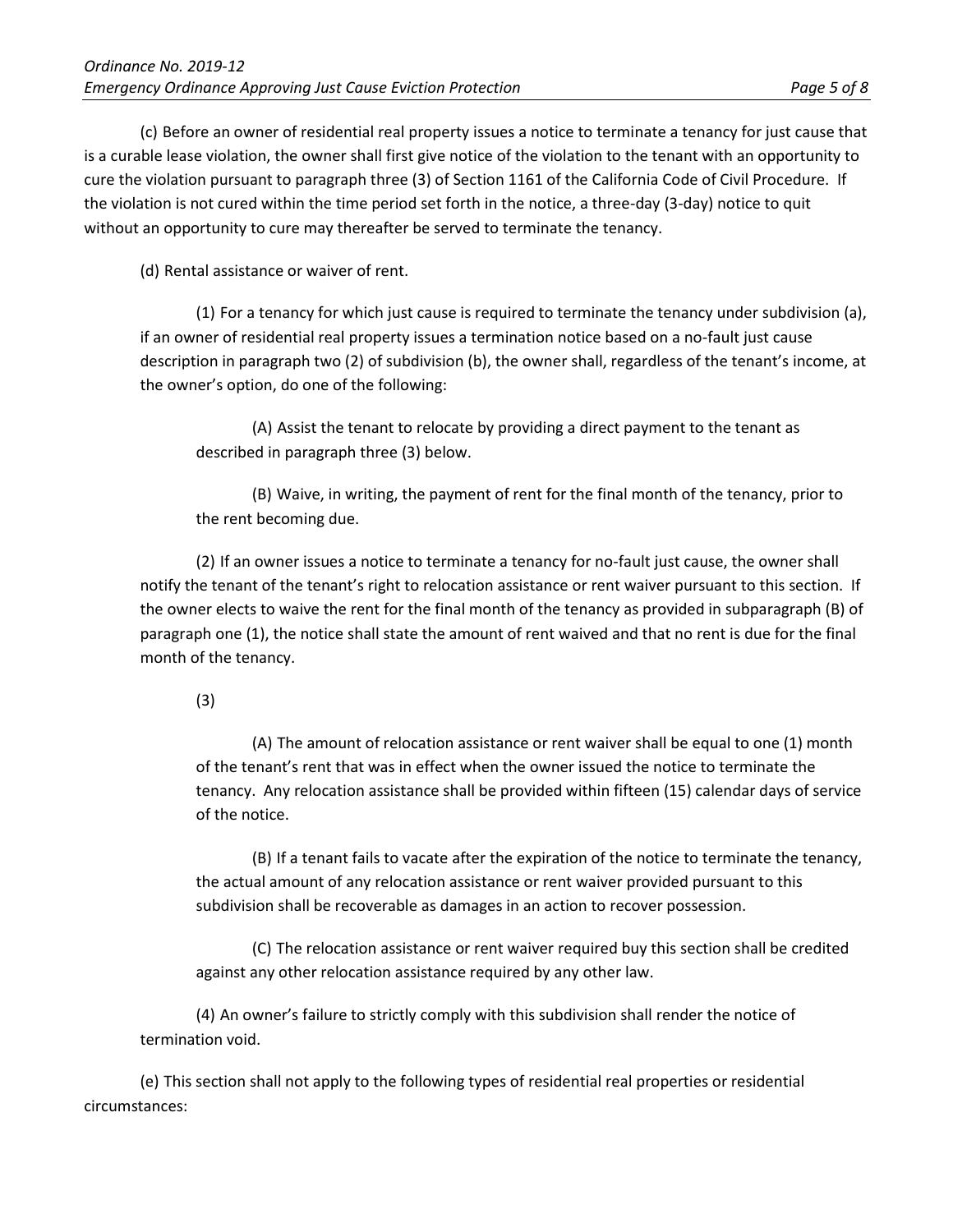(c) Before an owner of residential real property issues a notice to terminate a tenancy for just cause that is a curable lease violation, the owner shall first give notice of the violation to the tenant with an opportunity to cure the violation pursuant to paragraph three (3) of Section 1161 of the California Code of Civil Procedure. If the violation is not cured within the time period set forth in the notice, a three-day (3-day) notice to quit without an opportunity to cure may thereafter be served to terminate the tenancy.

(d) Rental assistance or waiver of rent.

(1) For a tenancy for which just cause is required to terminate the tenancy under subdivision (a), if an owner of residential real property issues a termination notice based on a no-fault just cause description in paragraph two (2) of subdivision (b), the owner shall, regardless of the tenant's income, at the owner's option, do one of the following:

(A) Assist the tenant to relocate by providing a direct payment to the tenant as described in paragraph three (3) below.

(B) Waive, in writing, the payment of rent for the final month of the tenancy, prior to the rent becoming due.

(2) If an owner issues a notice to terminate a tenancy for no-fault just cause, the owner shall notify the tenant of the tenant's right to relocation assistance or rent waiver pursuant to this section. If the owner elects to waive the rent for the final month of the tenancy as provided in subparagraph (B) of paragraph one (1), the notice shall state the amount of rent waived and that no rent is due for the final month of the tenancy.

(3)

(A) The amount of relocation assistance or rent waiver shall be equal to one (1) month of the tenant's rent that was in effect when the owner issued the notice to terminate the tenancy. Any relocation assistance shall be provided within fifteen (15) calendar days of service of the notice.

(B) If a tenant fails to vacate after the expiration of the notice to terminate the tenancy, the actual amount of any relocation assistance or rent waiver provided pursuant to this subdivision shall be recoverable as damages in an action to recover possession.

(C) The relocation assistance or rent waiver required buy this section shall be credited against any other relocation assistance required by any other law.

(4) An owner's failure to strictly comply with this subdivision shall render the notice of termination void.

(e) This section shall not apply to the following types of residential real properties or residential circumstances: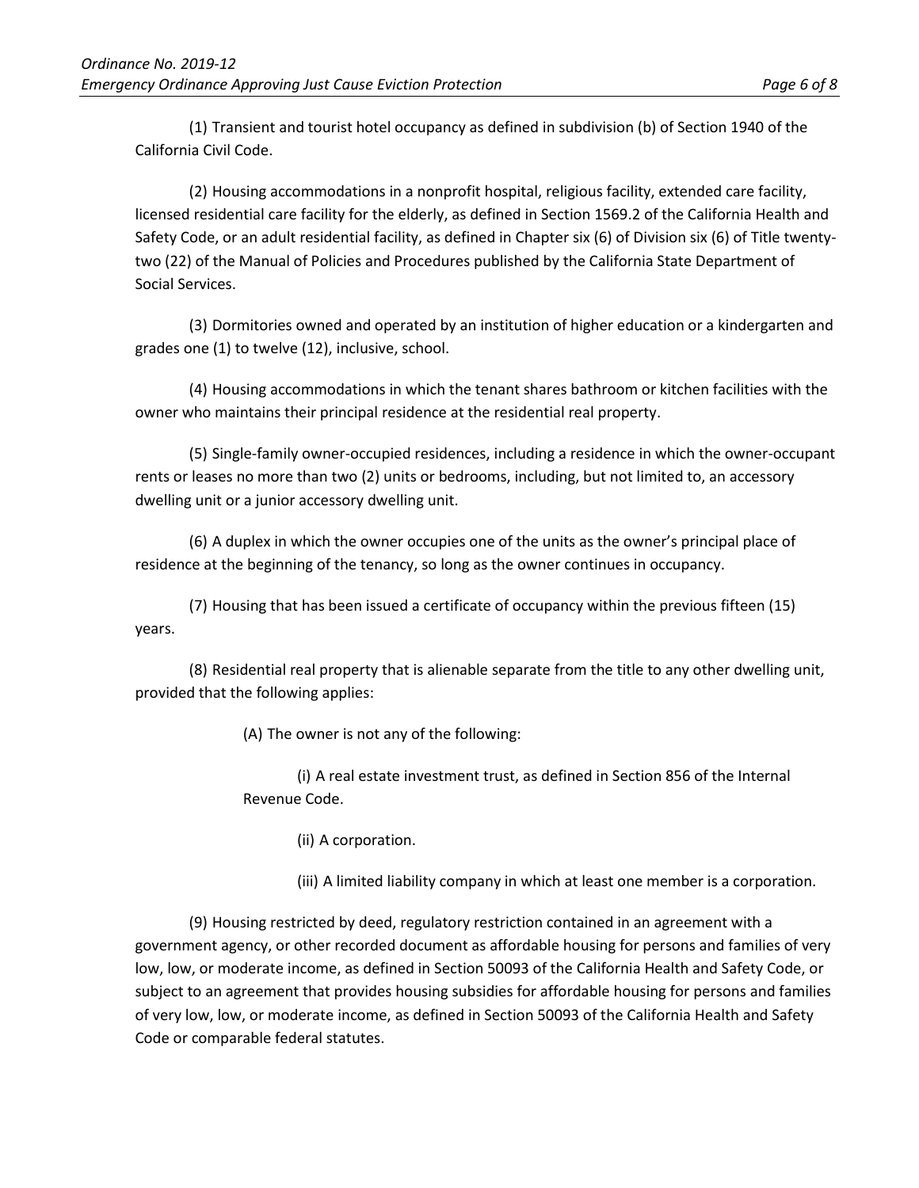(1) Transient and tourist hotel occupancy as defined in subdivision (b) of Section 1940 of the California Civil Code.

(2) Housing accommodations in a nonprofit hospital, religious facility, extended care facility, licensed residential care facility for the elderly, as defined in Section 1569.2 of the California Health and Safety Code, or an adult residential facility, as defined in Chapter six (6) of Division six (6) of Title twenty-two (22) of the Manual of Policies and Procedures published by the California State Department of Social Services.

(3) Dormitories owned and operated by an institution of higher education or a kindergarten and grades one (1) to twelve (12), inclusive, school.

(4) Housing accommodations in which the tenant shares bathroom or kitchen facilities with the owner who maintains their principal residence at the residential real property.

(5) Single-family owner-occupied residences, including a residence in which the owner-occupant rents or leases no more than two (2) units or bedrooms, including, but not limited to, an accessory dwelling unit or a junior accessory dwelling unit.

(6) A duplex in which the owner occupies one of the units as the owner's principal place of residence at the beginning of the tenancy, so long as the owner continues in occupancy.

(7) Housing that has been issued a certificate of occupancy within the previous fifteen (15) years.

(8) Residential real property that is alienable separate from the title to any other dwelling unit, provided that the following applies:

> (A) The owner is not any of the following:
>
> > (i) A real estate investment trust, as defined in Section 856 of the Internal Revenue Code.
> >
> > (ii) A corporation.
> >
> > (iii) A limited liability company in which at least one member is a corporation.

(9) Housing restricted by deed, regulatory restriction contained in an agreement with a government agency, or other recorded document as affordable housing for persons and families of very low, low, or moderate income, as defined in Section 50093 of the California Health and Safety Code, or subject to an agreement that provides housing subsidies for affordable housing for persons and families of very low, low, or moderate income, as defined in Section 50093 of the California Health and Safety Code or comparable federal statutes.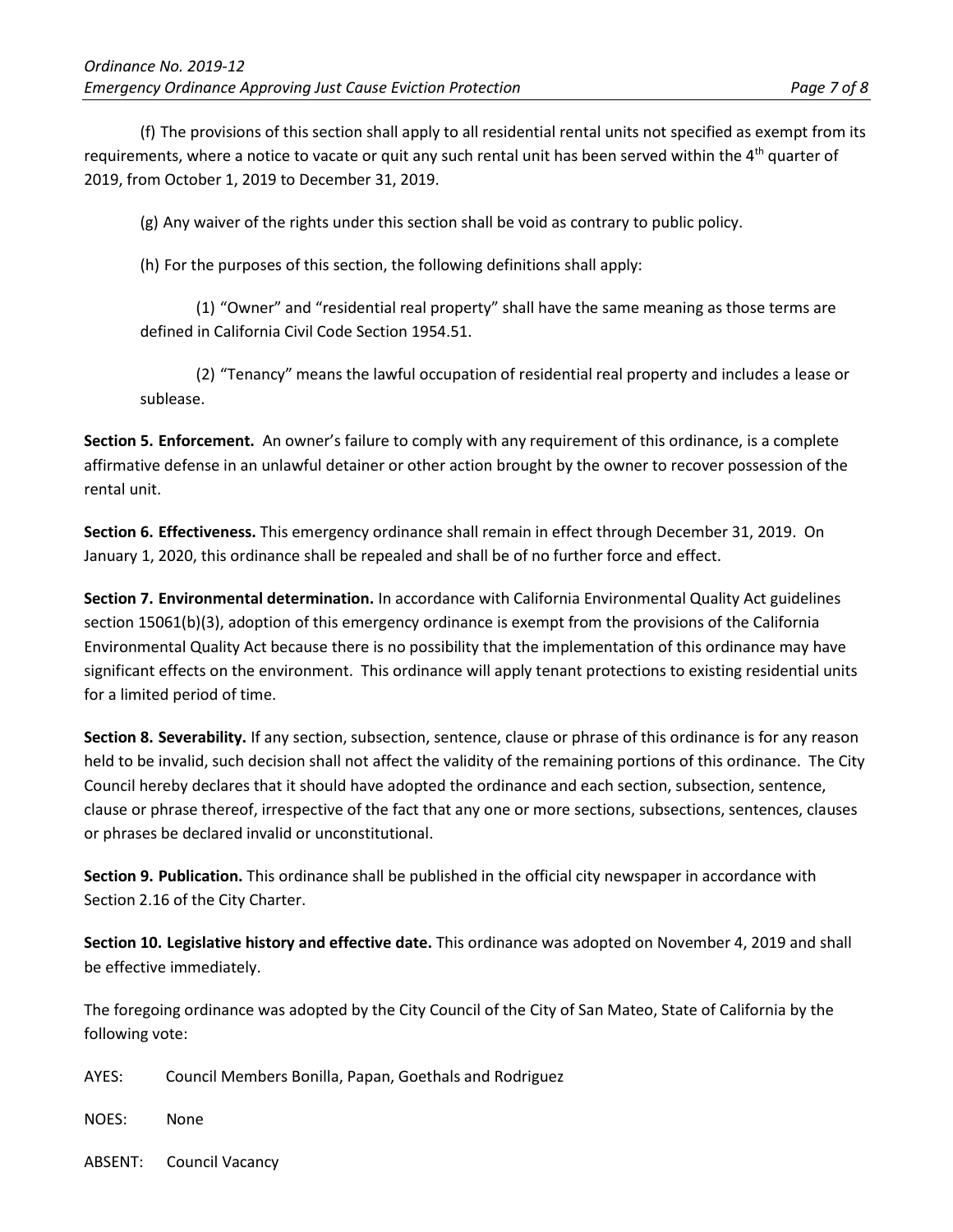(f) The provisions of this section shall apply to all residential rental units not specified as exempt from its requirements, where a notice to vacate or quit any such rental unit has been served within the 4th quarter of 2019, from October 1, 2019 to December 31, 2019.

(g) Any waiver of the rights under this section shall be void as contrary to public policy.

(h) For the purposes of this section, the following definitions shall apply:

(1) "Owner" and "residential real property" shall have the same meaning as those terms are defined in California Civil Code Section 1954.51.

(2) "Tenancy" means the lawful occupation of residential real property and includes a lease or sublease.

**Section 5. Enforcement.** An owner's failure to comply with any requirement of this ordinance, is a complete affirmative defense in an unlawful detainer or other action brought by the owner to recover possession of the rental unit.

**Section 6. Effectiveness.** This emergency ordinance shall remain in effect through December 31, 2019. On January 1, 2020, this ordinance shall be repealed and shall be of no further force and effect.

**Section 7. Environmental determination.** In accordance with California Environmental Quality Act guidelines section 15061(b)(3), adoption of this emergency ordinance is exempt from the provisions of the California Environmental Quality Act because there is no possibility that the implementation of this ordinance may have significant effects on the environment. This ordinance will apply tenant protections to existing residential units for a limited period of time.

**Section 8. Severability.** If any section, subsection, sentence, clause or phrase of this ordinance is for any reason held to be invalid, such decision shall not affect the validity of the remaining portions of this ordinance. The City Council hereby declares that it should have adopted the ordinance and each section, subsection, sentence, clause or phrase thereof, irrespective of the fact that any one or more sections, subsections, sentences, clauses or phrases be declared invalid or unconstitutional.

**Section 9. Publication.** This ordinance shall be published in the official city newspaper in accordance with Section 2.16 of the City Charter.

**Section 10. Legislative history and effective date.** This ordinance was adopted on November 4, 2019 and shall be effective immediately.

The foregoing ordinance was adopted by the City Council of the City of San Mateo, State of California by the following vote:

AYES: Council Members Bonilla, Papan, Goethals and Rodriguez

NOES: None

ABSENT: Council Vacancy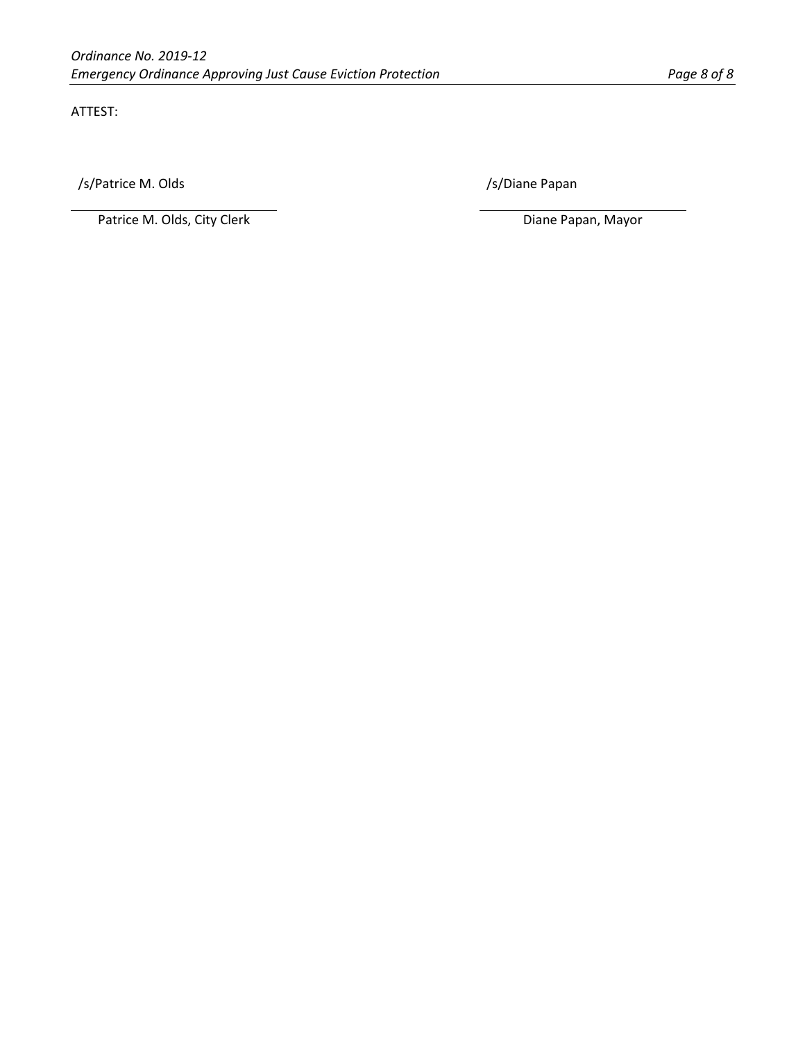ATTEST:

/s/Patrice M. Olds

Patrice M. Olds, City Clerk

/s/Diane Papan

Diane Papan, Mayor